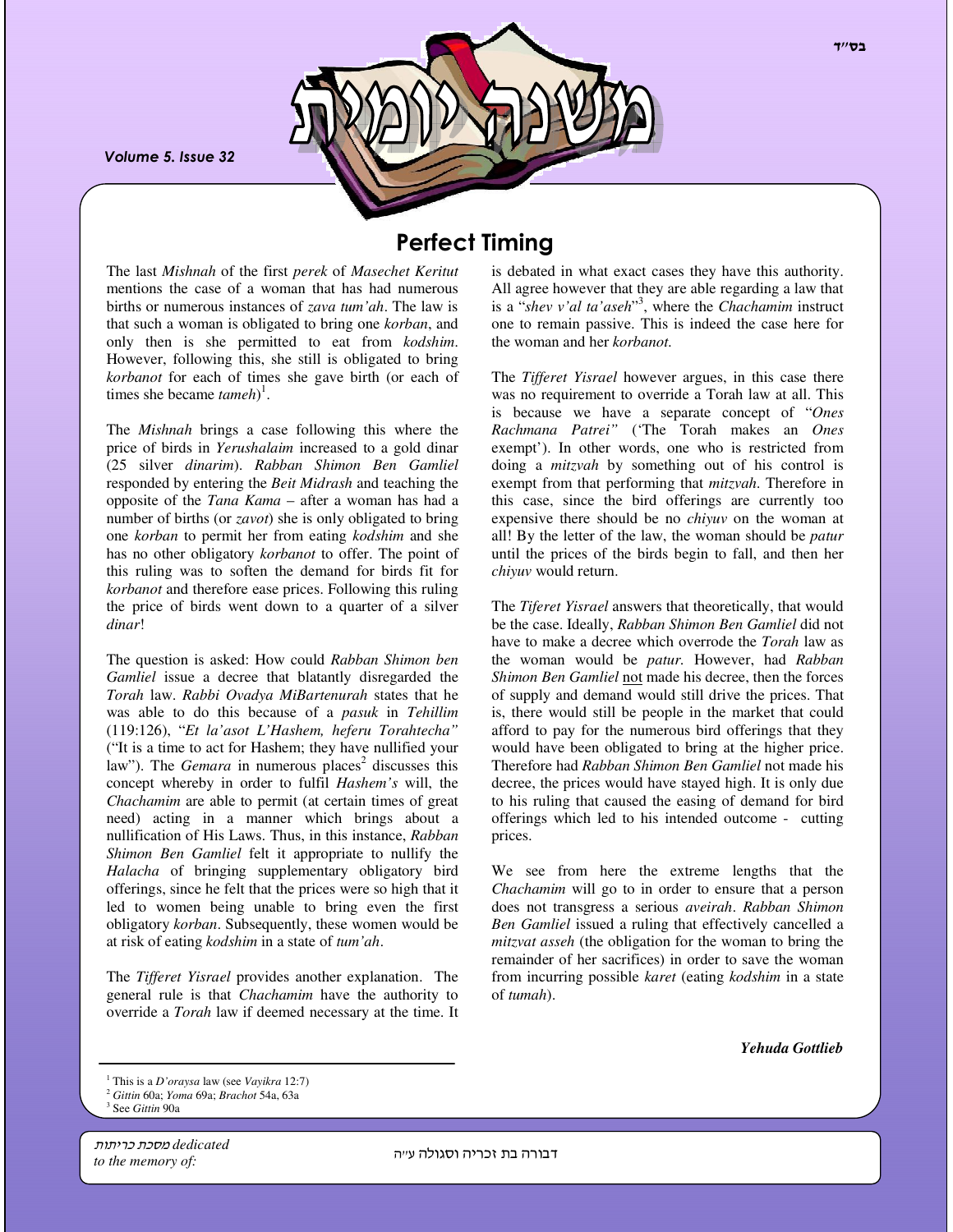בס"ד

# משנה יומית

*Volume 5. Issue 32*

## Perfect Timing

The last *Mishnah* of the first *perek* of *Masechet Keritut* mentions the case of a woman that has had numerous births or numerous instances of *zava tum'ah*. The law is that such a woman is obligated to bring one *korban*, and only then is she permitted to eat from *kodshim*. However, following this, she still is obligated to bring *korbanot* for each of times she gave birth (or each of times she became *tameh*)[1].

The *Mishnah* brings a case following this where the price of birds in *Yerushalaim* increased to a gold dinar (25 silver *dinarim*). *Rabban Shimon Ben Gamliel* responded by entering the *Beit Midrash* and teaching the opposite of the *Tana Kama* – after a woman has had a number of births (or *zavot*) she is only obligated to bring one *korban* to permit her from eating *kodshim* and she has no other obligatory *korbanot* to offer. The point of this ruling was to soften the demand for birds fit for *korbanot* and therefore ease prices. Following this ruling the price of birds went down to a quarter of a silver *dinar*!

The question is asked: How could *Rabban Shimon ben Gamliel* issue a decree that blatantly disregarded the *Torah* law. *Rabbi Ovadya MiBartenurah* states that he was able to do this because of a *pasuk* in *Tehillim* (119:126), "*Et la'asot L'Hashem, heferu Torahtecha"* ("It is a time to act for Hashem; they have nullified your law"). The *Gemara* in numerous places[2] discusses this concept whereby in order to fulfil *Hashem's* will, the *Chachamim* are able to permit (at certain times of great need) acting in a manner which brings about a nullification of His Laws. Thus, in this instance, *Rabban Shimon Ben Gamliel* felt it appropriate to nullify the *Halacha* of bringing supplementary obligatory bird offerings, since he felt that the prices were so high that it led to women being unable to bring even the first obligatory *korban*. Subsequently, these women would be at risk of eating *kodshim* in a state of *tum'ah*.

The *Tifferet Yisrael* provides another explanation. The general rule is that *Chachamim* have the authority to override a *Torah* law if deemed necessary at the time. It is debated in what exact cases they have this authority. All agree however that they are able regarding a law that is a "*shev v'al ta'aseh*"[3], where the *Chachamim* instruct one to remain passive. This is indeed the case here for the woman and her *korbanot.*

The *Tifferet Yisrael* however argues, in this case there was no requirement to override a Torah law at all. This is because we have a separate concept of "*Ones Rachmana Patrei"* ('The Torah makes an *Ones* exempt'). In other words, one who is restricted from doing a *mitzvah* by something out of his control is exempt from that performing that *mitzvah.* Therefore in this case, since the bird offerings are currently too expensive there should be no *chiyuv* on the woman at all! By the letter of the law, the woman should be *patur* until the prices of the birds begin to fall, and then her *chiyuv* would return.

The *Tiferet Yisrael* answers that theoretically, that would be the case. Ideally, *Rabban Shimon Ben Gamliel* did not have to make a decree which overrode the *Torah* law as the woman would be *patur.* However, had *Rabban Shimon Ben Gamliel* not made his decree, then the forces of supply and demand would still drive the prices. That is, there would still be people in the market that could afford to pay for the numerous bird offerings that they would have been obligated to bring at the higher price. Therefore had *Rabban Shimon Ben Gamliel* not made his decree, the prices would have stayed high. It is only due to his ruling that caused the easing of demand for bird offerings which led to his intended outcome - cutting prices.

We see from here the extreme lengths that the *Chachamim* will go to in order to ensure that a person does not transgress a serious *aveirah*. *Rabban Shimon Ben Gamliel* issued a ruling that effectively cancelled a *mitzvat asseh* (the obligation for the woman to bring the remainder of her sacrifices) in order to save the woman from incurring possible *karet* (eating *kodshim* in a state of *tumah*).

***Yehuda Gottlieb***

---

[1] This is a *D'oraysa* law (see *Vayikra* 12:7)
[2] *Gittin* 60a; *Yoma* 69a; *Brachot* 54a, 63a
[3] See *Gittin* 90a

*מסכת כריתות dedicated to the memory of:* דבורה בת זכריה וסגולה ע"ה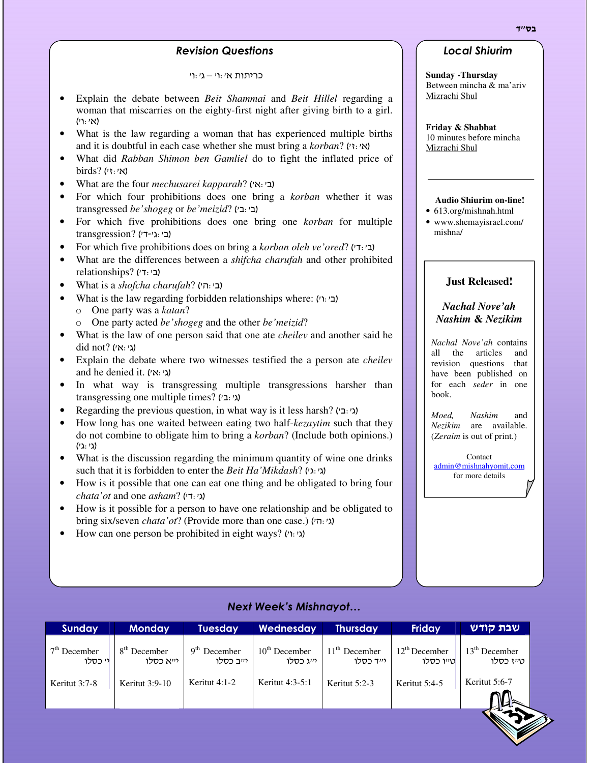בס״ד

## Revision Questions

כריתות א׳:ו׳ – ג׳:ו׳

- Explain the debate between *Beit Shammai* and *Beit Hillel* regarding a woman that miscarries on the eighty-first night after giving birth to a girl. (א׳:ו׳)
- What is the law regarding a woman that has experienced multiple births and it is doubtful in each case whether she must bring a *korban*? (א׳:ז׳)
- What did *Rabban Shimon ben Gamliel* do to fight the inflated price of birds? (א׳:ז׳)
- What are the four *mechusarei kapparah*? (ב׳:א׳)
- For which four prohibitions does one bring a *korban* whether it was transgressed *be'shogeg* or *be'meizid*? (ב׳:ב׳)
- For which five prohibitions does one bring one *korban* for multiple transgression? (ב׳:ג׳-ד׳)
- For which five prohibitions does on bring a *korban oleh ve'ored*? (ב׳:ד׳)
- What are the differences between a *shifcha charufah* and other prohibited relationships? (ב׳:ד׳)
- What is a *shofcha charufah*? (ב׳:ה׳)
- What is the law regarding forbidden relationships where: (ב׳:ו׳)
  - One party was a *katan*?
  - One party acted *be'shogeg* and the other *be'meizid*?
- What is the law of one person said that one ate *cheilev* and another said he did not? (ג׳:א׳)
- Explain the debate where two witnesses testified the a person ate *cheilev* and he denied it. (ג׳:א׳)
- In what way is transgressing multiple transgressions harsher than transgressing one multiple times? (ג׳:ב׳)
- Regarding the previous question, in what way is it less harsh? (ג׳:ב׳)
- How long has one waited between eating two half-*kezaytim* such that they do not combine to obligate him to bring a *korban*? (Include both opinions.) (ג׳:ג׳)
- What is the discussion regarding the minimum quantity of wine one drinks such that it is forbidden to enter the *Beit Ha'Mikdash*? (ג׳:ג׳)
- How is it possible that one can eat one thing and be obligated to bring four *chata'ot* and one *asham*? (ג׳:ד׳)
- How is it possible for a person to have one relationship and be obligated to bring six/seven *chata'ot*? (Provide more than one case.) (ג׳:ה׳)
- How can one person be prohibited in eight ways? (ג׳:ו׳)

## Local Shiurim

**Sunday -Thursday**
Between mincha & ma'ariv
Mizrachi Shul

**Friday & Shabbat**
10 minutes before mincha
Mizrachi Shul

**Audio Shiurim on-line!**

- 613.org/mishnah.html
- www.shemayisrael.com/mishna/

**Just Released!**

***Nachal Nove'ah Nashim & Nezikim***

*Nachal Nove'ah* contains all the articles and revision questions that have been published for each *seder* in one book.

*Moed, Nashim* and *Nezikim* are available. (*Zeraim* is out of print.)

Contact
admin@mishnahyomit.com
for more details

## Next Week's Mishnayot…

| Sunday | Monday | Tuesday | Wednesday | Thursday | Friday | שבת קודש |
|---|---|---|---|---|---|---|
| 7th December<br>י׳ כסלו | 8th December<br>י״א כסלו | 9th December<br>י״ב כסלו | 10th December<br>י״ג כסלו | 11th December<br>י״ד כסלו | 12th December<br>ט״ו כסלו | 13th December<br>ט״ז כסלו |
| Keritut 3:7-8 | Keritut 3:9-10 | Keritut 4:1-2 | Keritut 4:3-5:1 | Keritut 5:2-3 | Keritut 5:4-5 | Keritut 5:6-7 |